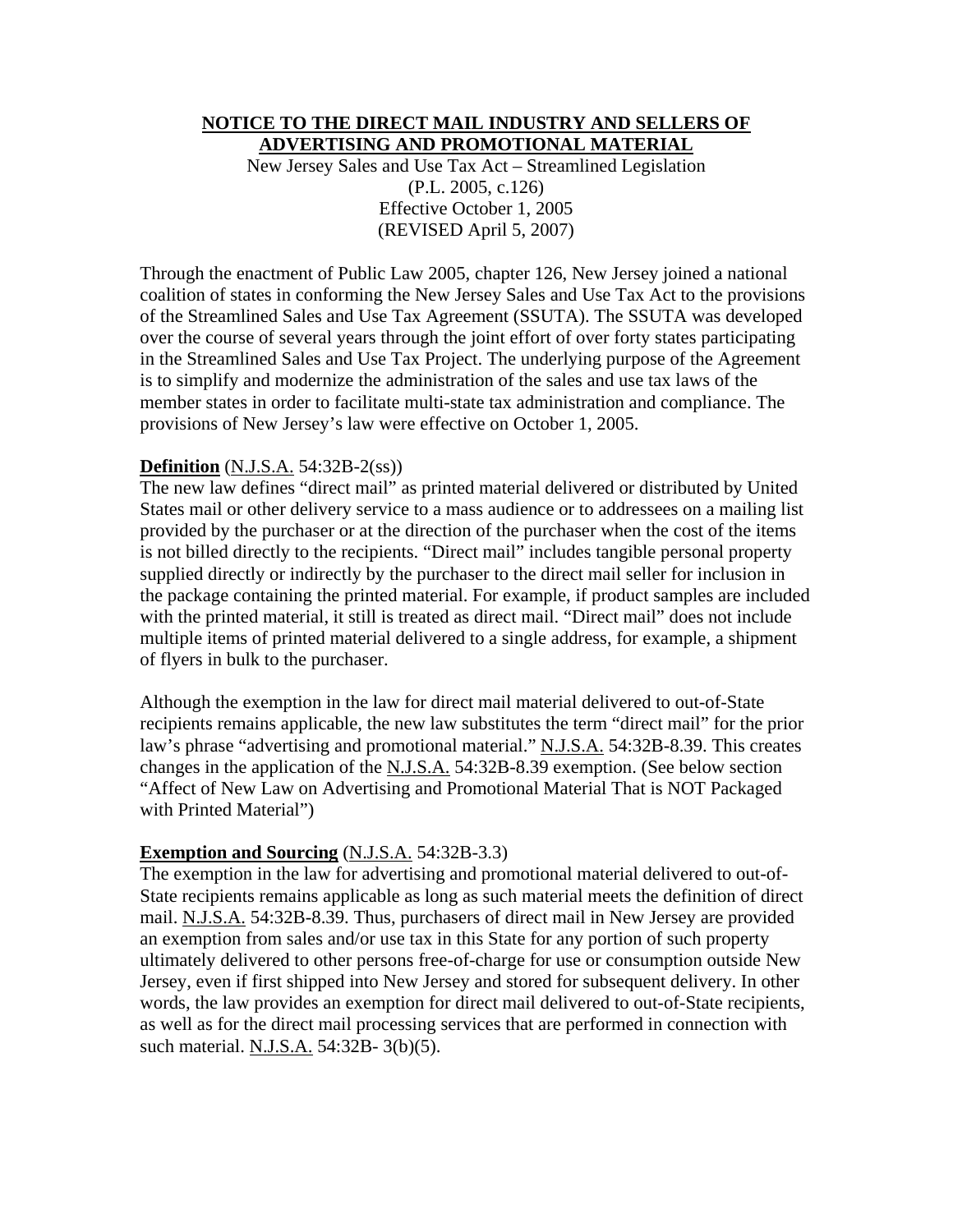# NOTICE TO THE DIRECT MAIL INDUSTRY AND SELLERS OF ADVERTISING AND PROMOTIONAL MATERIAL

New Jersey Sales and Use Tax Act – Streamlined Legislation
(P.L. 2005, c.126)
Effective October 1, 2005
(REVISED April 5, 2007)

Through the enactment of Public Law 2005, chapter 126, New Jersey joined a national coalition of states in conforming the New Jersey Sales and Use Tax Act to the provisions of the Streamlined Sales and Use Tax Agreement (SSUTA). The SSUTA was developed over the course of several years through the joint effort of over forty states participating in the Streamlined Sales and Use Tax Project. The underlying purpose of the Agreement is to simplify and modernize the administration of the sales and use tax laws of the member states in order to facilitate multi-state tax administration and compliance. The provisions of New Jersey's law were effective on October 1, 2005.

**Definition** (N.J.S.A. 54:32B-2(ss))

The new law defines "direct mail" as printed material delivered or distributed by United States mail or other delivery service to a mass audience or to addressees on a mailing list provided by the purchaser or at the direction of the purchaser when the cost of the items is not billed directly to the recipients. "Direct mail" includes tangible personal property supplied directly or indirectly by the purchaser to the direct mail seller for inclusion in the package containing the printed material. For example, if product samples are included with the printed material, it still is treated as direct mail. "Direct mail" does not include multiple items of printed material delivered to a single address, for example, a shipment of flyers in bulk to the purchaser.

Although the exemption in the law for direct mail material delivered to out-of-State recipients remains applicable, the new law substitutes the term "direct mail" for the prior law's phrase "advertising and promotional material." N.J.S.A. 54:32B-8.39. This creates changes in the application of the N.J.S.A. 54:32B-8.39 exemption. (See below section "Affect of New Law on Advertising and Promotional Material That is NOT Packaged with Printed Material")

**Exemption and Sourcing** (N.J.S.A. 54:32B-3.3)

The exemption in the law for advertising and promotional material delivered to out-of-State recipients remains applicable as long as such material meets the definition of direct mail. N.J.S.A. 54:32B-8.39. Thus, purchasers of direct mail in New Jersey are provided an exemption from sales and/or use tax in this State for any portion of such property ultimately delivered to other persons free-of-charge for use or consumption outside New Jersey, even if first shipped into New Jersey and stored for subsequent delivery. In other words, the law provides an exemption for direct mail delivered to out-of-State recipients, as well as for the direct mail processing services that are performed in connection with such material. N.J.S.A. 54:32B- 3(b)(5).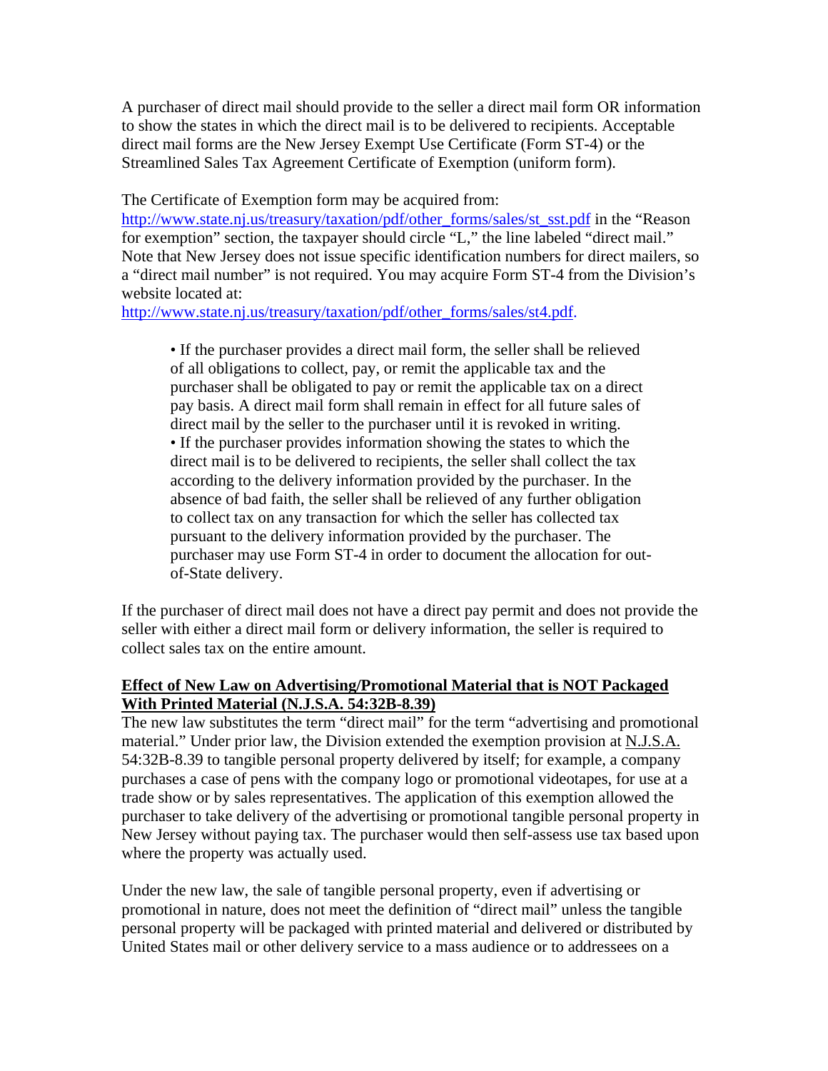A purchaser of direct mail should provide to the seller a direct mail form OR information to show the states in which the direct mail is to be delivered to recipients. Acceptable direct mail forms are the New Jersey Exempt Use Certificate (Form ST-4) or the Streamlined Sales Tax Agreement Certificate of Exemption (uniform form).

The Certificate of Exemption form may be acquired from: [http://www.state.nj.us/treasury/taxation/pdf/other_forms/sales/st_sst.pdf](http://www.state.nj.us/treasury/taxation/pdf/other_forms/sales/st_sst.pdf) in the "Reason for exemption" section, the taxpayer should circle "L," the line labeled "direct mail." Note that New Jersey does not issue specific identification numbers for direct mailers, so a "direct mail number" is not required. You may acquire Form ST-4 from the Division's website located at: [http://www.state.nj.us/treasury/taxation/pdf/other_forms/sales/st4.pdf](http://www.state.nj.us/treasury/taxation/pdf/other_forms/sales/st4.pdf).

- If the purchaser provides a direct mail form, the seller shall be relieved of all obligations to collect, pay, or remit the applicable tax and the purchaser shall be obligated to pay or remit the applicable tax on a direct pay basis. A direct mail form shall remain in effect for all future sales of direct mail by the seller to the purchaser until it is revoked in writing.
- If the purchaser provides information showing the states to which the direct mail is to be delivered to recipients, the seller shall collect the tax according to the delivery information provided by the purchaser. In the absence of bad faith, the seller shall be relieved of any further obligation to collect tax on any transaction for which the seller has collected tax pursuant to the delivery information provided by the purchaser. The purchaser may use Form ST-4 in order to document the allocation for out-of-State delivery.

If the purchaser of direct mail does not have a direct pay permit and does not provide the seller with either a direct mail form or delivery information, the seller is required to collect sales tax on the entire amount.

**Effect of New Law on Advertising/Promotional Material that is NOT Packaged With Printed Material (N.J.S.A. 54:32B-8.39)**

The new law substitutes the term "direct mail" for the term "advertising and promotional material." Under prior law, the Division extended the exemption provision at N.J.S.A. 54:32B-8.39 to tangible personal property delivered by itself; for example, a company purchases a case of pens with the company logo or promotional videotapes, for use at a trade show or by sales representatives. The application of this exemption allowed the purchaser to take delivery of the advertising or promotional tangible personal property in New Jersey without paying tax. The purchaser would then self-assess use tax based upon where the property was actually used.

Under the new law, the sale of tangible personal property, even if advertising or promotional in nature, does not meet the definition of "direct mail" unless the tangible personal property will be packaged with printed material and delivered or distributed by United States mail or other delivery service to a mass audience or to addressees on a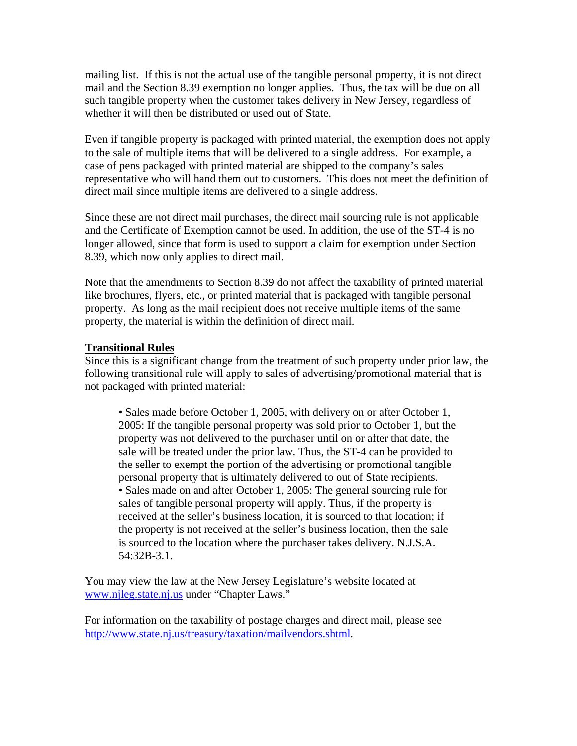mailing list. If this is not the actual use of the tangible personal property, it is not direct mail and the Section 8.39 exemption no longer applies. Thus, the tax will be due on all such tangible property when the customer takes delivery in New Jersey, regardless of whether it will then be distributed or used out of State.

Even if tangible property is packaged with printed material, the exemption does not apply to the sale of multiple items that will be delivered to a single address. For example, a case of pens packaged with printed material are shipped to the company's sales representative who will hand them out to customers. This does not meet the definition of direct mail since multiple items are delivered to a single address.

Since these are not direct mail purchases, the direct mail sourcing rule is not applicable and the Certificate of Exemption cannot be used. In addition, the use of the ST-4 is no longer allowed, since that form is used to support a claim for exemption under Section 8.39, which now only applies to direct mail.

Note that the amendments to Section 8.39 do not affect the taxability of printed material like brochures, flyers, etc., or printed material that is packaged with tangible personal property. As long as the mail recipient does not receive multiple items of the same property, the material is within the definition of direct mail.

**Transitional Rules**

Since this is a significant change from the treatment of such property under prior law, the following transitional rule will apply to sales of advertising/promotional material that is not packaged with printed material:

- Sales made before October 1, 2005, with delivery on or after October 1, 2005: If the tangible personal property was sold prior to October 1, but the property was not delivered to the purchaser until on or after that date, the sale will be treated under the prior law. Thus, the ST-4 can be provided to the seller to exempt the portion of the advertising or promotional tangible personal property that is ultimately delivered to out of State recipients.
- Sales made on and after October 1, 2005: The general sourcing rule for sales of tangible personal property will apply. Thus, if the property is received at the seller's business location, it is sourced to that location; if the property is not received at the seller's business location, then the sale is sourced to the location where the purchaser takes delivery. N.J.S.A. 54:32B-3.1.

You may view the law at the New Jersey Legislature's website located at www.njleg.state.nj.us under "Chapter Laws."

For information on the taxability of postage charges and direct mail, please see http://www.state.nj.us/treasury/taxation/mailvendors.shtml.